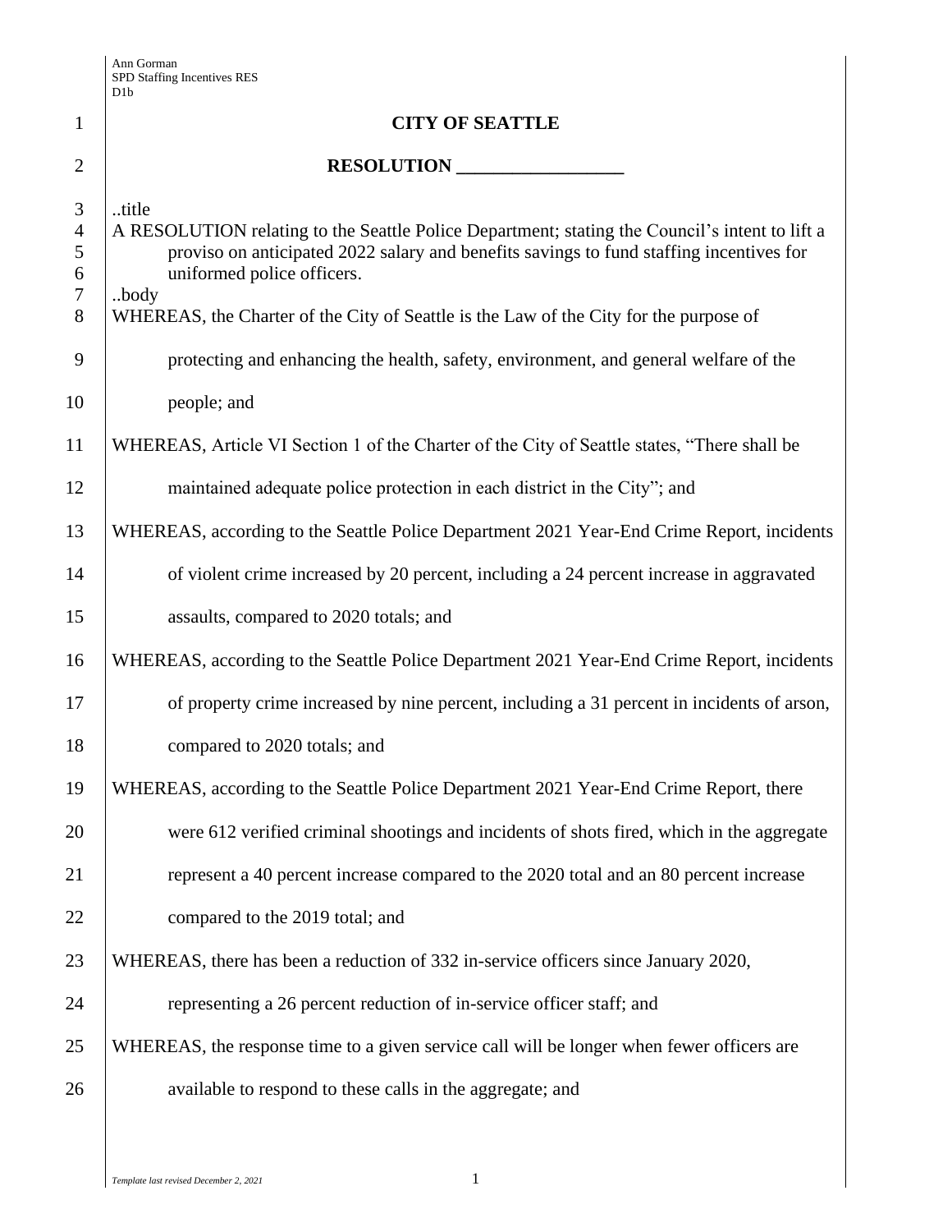# CITY OF SEATTLE

## RESOLUTION __________________

..title
A RESOLUTION relating to the Seattle Police Department; stating the Council's intent to lift a proviso on anticipated 2022 salary and benefits savings to fund staffing incentives for uniformed police officers.

..body
WHEREAS, the Charter of the City of Seattle is the Law of the City for the purpose of protecting and enhancing the health, safety, environment, and general welfare of the people; and

WHEREAS, Article VI Section 1 of the Charter of the City of Seattle states, "There shall be maintained adequate police protection in each district in the City"; and

WHEREAS, according to the Seattle Police Department 2021 Year-End Crime Report, incidents of violent crime increased by 20 percent, including a 24 percent increase in aggravated assaults, compared to 2020 totals; and

WHEREAS, according to the Seattle Police Department 2021 Year-End Crime Report, incidents of property crime increased by nine percent, including a 31 percent in incidents of arson, compared to 2020 totals; and

WHEREAS, according to the Seattle Police Department 2021 Year-End Crime Report, there were 612 verified criminal shootings and incidents of shots fired, which in the aggregate represent a 40 percent increase compared to the 2020 total and an 80 percent increase compared to the 2019 total; and

WHEREAS, there has been a reduction of 332 in-service officers since January 2020, representing a 26 percent reduction of in-service officer staff; and

WHEREAS, the response time to a given service call will be longer when fewer officers are available to respond to these calls in the aggregate; and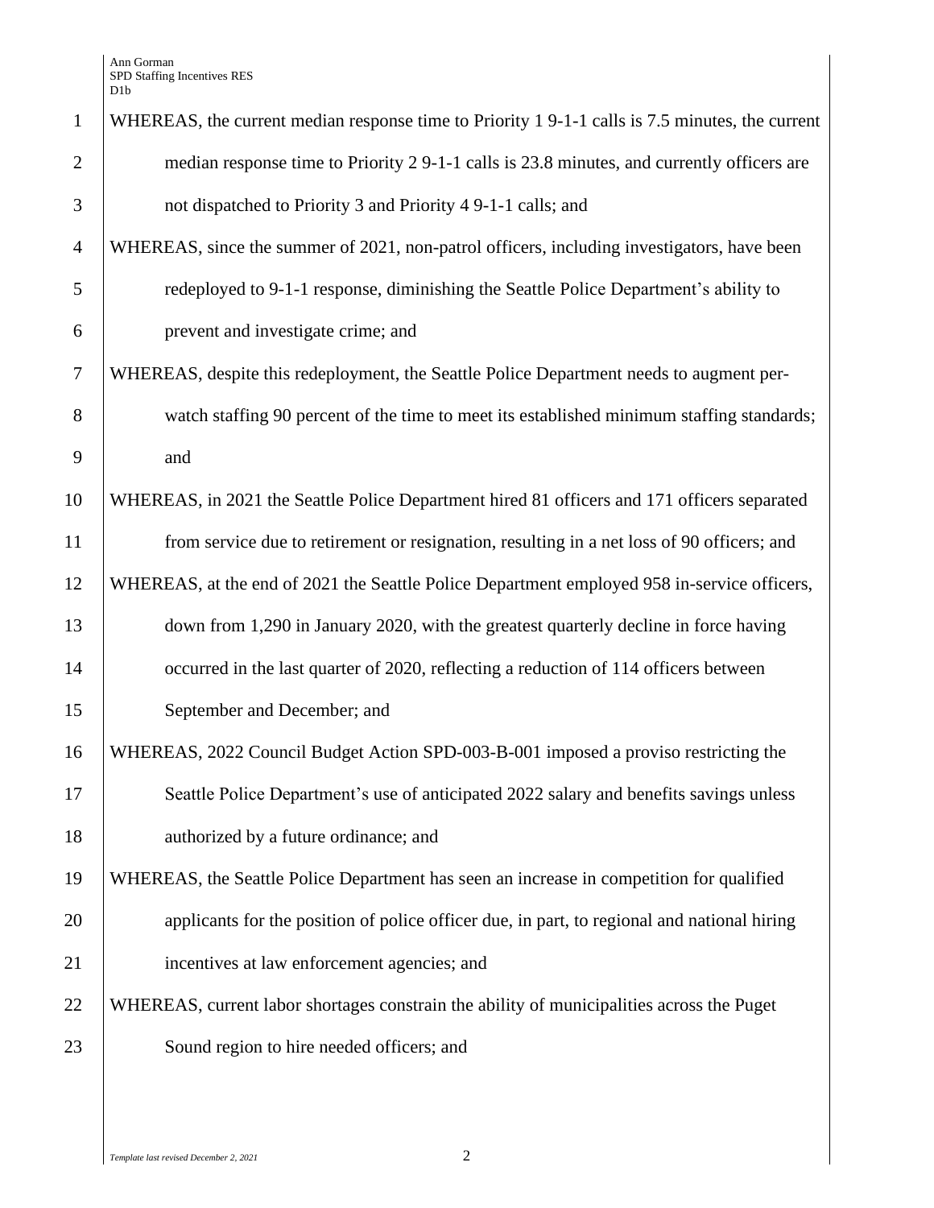WHEREAS, the current median response time to Priority 1 9-1-1 calls is 7.5 minutes, the current median response time to Priority 2 9-1-1 calls is 23.8 minutes, and currently officers are not dispatched to Priority 3 and Priority 4 9-1-1 calls; and

WHEREAS, since the summer of 2021, non-patrol officers, including investigators, have been redeployed to 9-1-1 response, diminishing the Seattle Police Department's ability to prevent and investigate crime; and

WHEREAS, despite this redeployment, the Seattle Police Department needs to augment per-watch staffing 90 percent of the time to meet its established minimum staffing standards; and

WHEREAS, in 2021 the Seattle Police Department hired 81 officers and 171 officers separated from service due to retirement or resignation, resulting in a net loss of 90 officers; and

WHEREAS, at the end of 2021 the Seattle Police Department employed 958 in-service officers, down from 1,290 in January 2020, with the greatest quarterly decline in force having occurred in the last quarter of 2020, reflecting a reduction of 114 officers between September and December; and

WHEREAS, 2022 Council Budget Action SPD-003-B-001 imposed a proviso restricting the Seattle Police Department's use of anticipated 2022 salary and benefits savings unless authorized by a future ordinance; and

WHEREAS, the Seattle Police Department has seen an increase in competition for qualified applicants for the position of police officer due, in part, to regional and national hiring incentives at law enforcement agencies; and

WHEREAS, current labor shortages constrain the ability of municipalities across the Puget Sound region to hire needed officers; and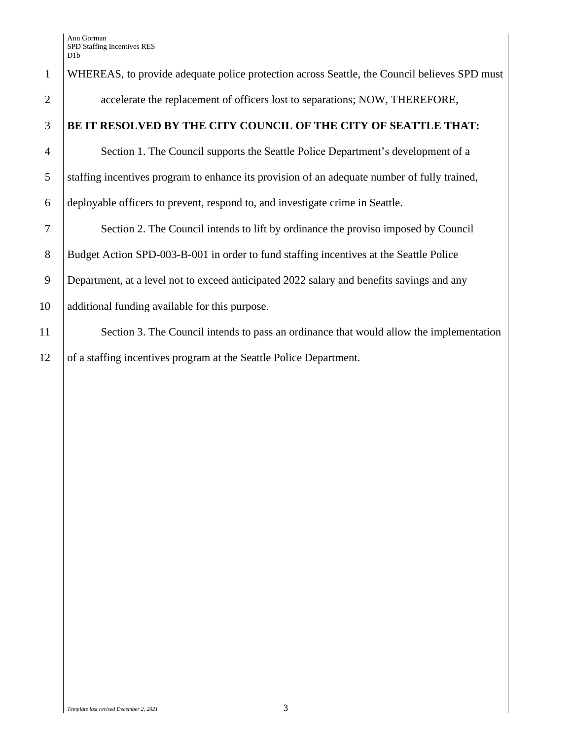WHEREAS, to provide adequate police protection across Seattle, the Council believes SPD must accelerate the replacement of officers lost to separations; NOW, THEREFORE,

**BE IT RESOLVED BY THE CITY COUNCIL OF THE CITY OF SEATTLE THAT:**

Section 1. The Council supports the Seattle Police Department's development of a staffing incentives program to enhance its provision of an adequate number of fully trained, deployable officers to prevent, respond to, and investigate crime in Seattle.

Section 2. The Council intends to lift by ordinance the proviso imposed by Council Budget Action SPD-003-B-001 in order to fund staffing incentives at the Seattle Police Department, at a level not to exceed anticipated 2022 salary and benefits savings and any additional funding available for this purpose.

Section 3. The Council intends to pass an ordinance that would allow the implementation of a staffing incentives program at the Seattle Police Department.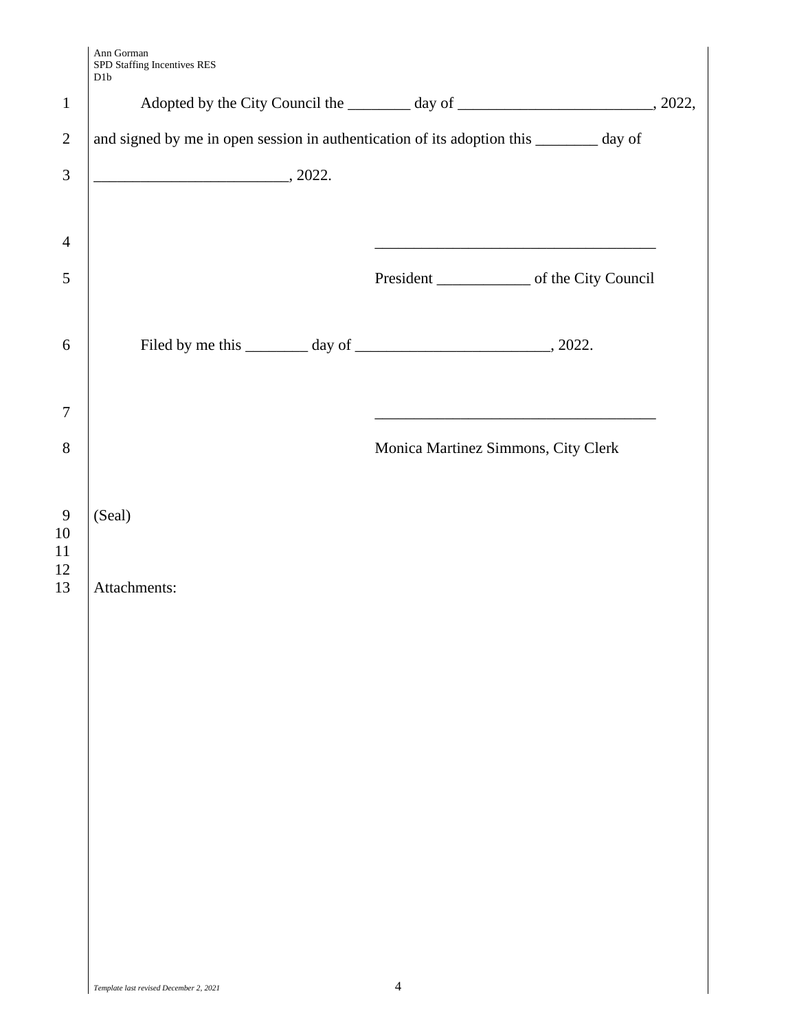Adopted by the City Council the ________ day of _________________________, 2022, and signed by me in open session in authentication of its adoption this ________ day of _________________________, 2022.

____________________________________

President ____________ of the City Council

Filed by me this ________ day of _________________________, 2022.

____________________________________

Monica Martinez Simmons, City Clerk

(Seal)

Attachments: